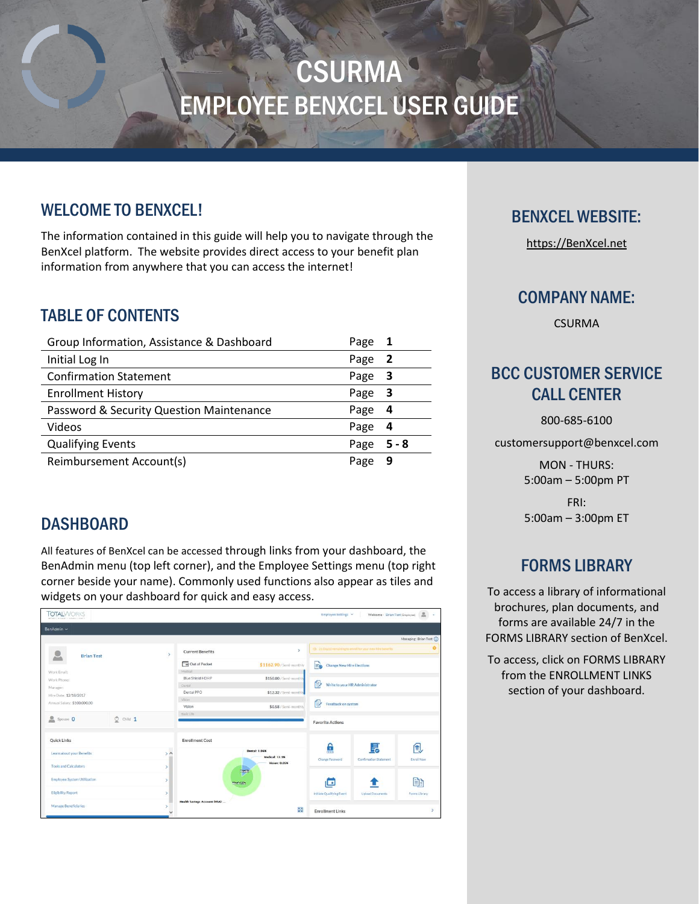# CSURMA

# EMPLOYEE BENXCEL USER GUIDE

## WELCOME TO BENXCEL!

The information contained in this guide will help you to navigate through the BenXcel platform. The website provides direct access to your benefit plan information from anywhere that you can access the internet!

## TABLE OF CONTENTS

| | | |
|---|---|---|
| Group Information, Assistance & Dashboard | Page | **1** |
| Initial Log In | Page | **2** |
| Confirmation Statement | Page | **3** |
| Enrollment History | Page | **3** |
| Password & Security Question Maintenance | Page | **4** |
| Videos | Page | **4** |
| Qualifying Events | Page | **5 - 8** |
| Reimbursement Account(s) | Page | **9** |

## DASHBOARD

All features of BenXcel can be accessed through links from your dashboard, the BenAdmin menu (top left corner), and the Employee Settings menu (top right corner beside your name). Commonly used functions also appear as tiles and widgets on your dashboard for quick and easy access.

## BENXCEL WEBSITE:

https://BenXcel.net

## COMPANY NAME:

CSURMA

## BCC CUSTOMER SERVICE CALL CENTER

800-685-6100

customersupport@benxcel.com

MON - THURS:
5:00am – 5:00pm PT

FRI:
5:00am – 3:00pm ET

## FORMS LIBRARY

To access a library of informational brochures, plan documents, and forms are available 24/7 in the FORMS LIBRARY section of BenXcel.

To access, click on FORMS LIBRARY from the ENROLLMENT LINKS section of your dashboard.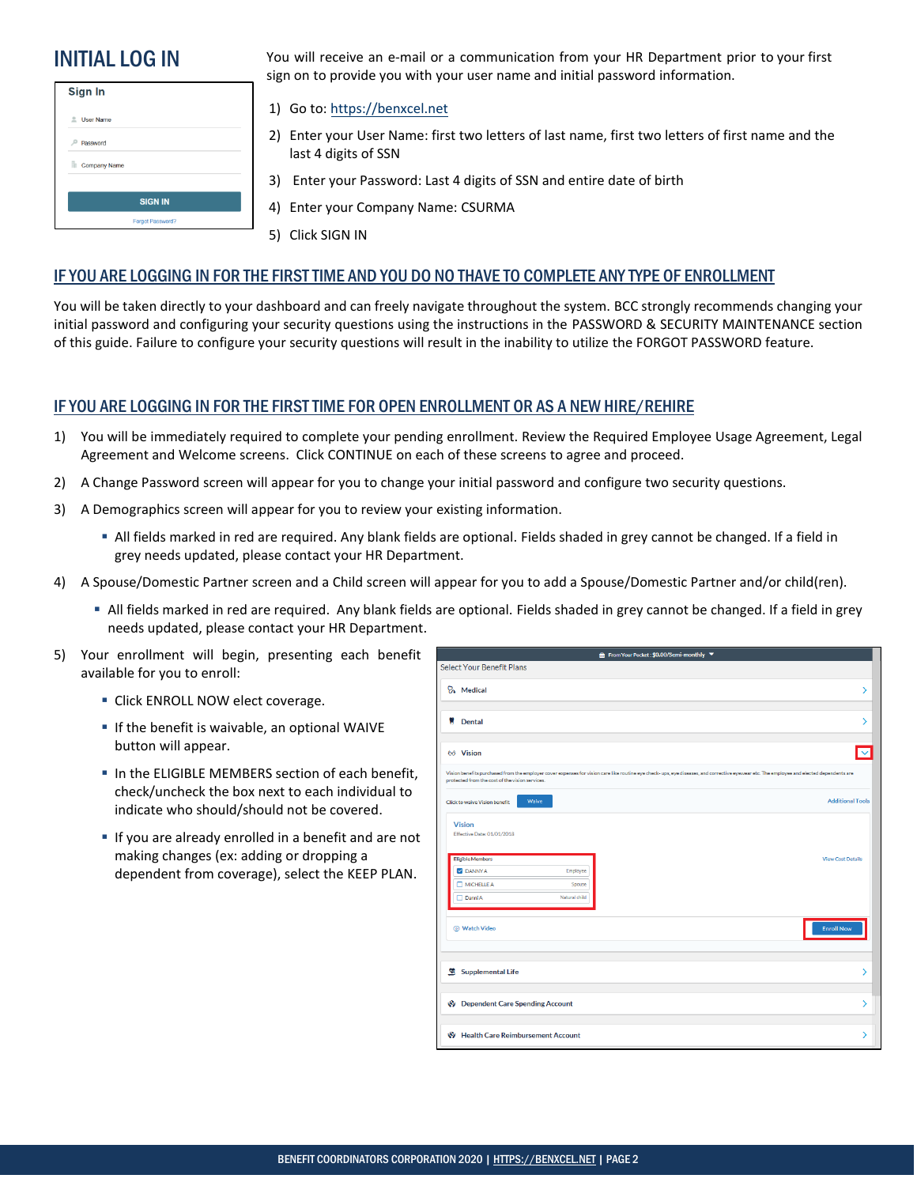## INITIAL LOG IN

You will receive an e-mail or a communication from your HR Department prior to your first sign on to provide you with your user name and initial password information.

1) Go to: https://benxcel.net
2) Enter your User Name: first two letters of last name, first two letters of first name and the last 4 digits of SSN
3) Enter your Password: Last 4 digits of SSN and entire date of birth
4) Enter your Company Name: CSURMA
5) Click SIGN IN

### IF YOU ARE LOGGING IN FOR THE FIRST TIME AND YOU DO NO THAVE TO COMPLETE ANY TYPE OF ENROLLMENT

You will be taken directly to your dashboard and can freely navigate throughout the system. BCC strongly recommends changing your initial password and configuring your security questions using the instructions in the PASSWORD & SECURITY MAINTENANCE section of this guide. Failure to configure your security questions will result in the inability to utilize the FORGOT PASSWORD feature.

### IF YOU ARE LOGGING IN FOR THE FIRST TIME FOR OPEN ENROLLMENT OR AS A NEW HIRE/REHIRE

1) You will be immediately required to complete your pending enrollment. Review the Required Employee Usage Agreement, Legal Agreement and Welcome screens. Click CONTINUE on each of these screens to agree and proceed.
2) A Change Password screen will appear for you to change your initial password and configure two security questions.
3) A Demographics screen will appear for you to review your existing information.
   - All fields marked in red are required. Any blank fields are optional. Fields shaded in grey cannot be changed. If a field in grey needs updated, please contact your HR Department.
4) A Spouse/Domestic Partner screen and a Child screen will appear for you to add a Spouse/Domestic Partner and/or child(ren).
   - All fields marked in red are required. Any blank fields are optional. Fields shaded in grey cannot be changed. If a field in grey needs updated, please contact your HR Department.
5) Your enrollment will begin, presenting each benefit available for you to enroll:
   - Click ENROLL NOW elect coverage.
   - If the benefit is waivable, an optional WAIVE button will appear.
   - In the ELIGIBLE MEMBERS section of each benefit, check/uncheck the box next to each individual to indicate who should/should not be covered.
   - If you are already enrolled in a benefit and are not making changes (ex: adding or dropping a dependent from coverage), select the KEEP PLAN.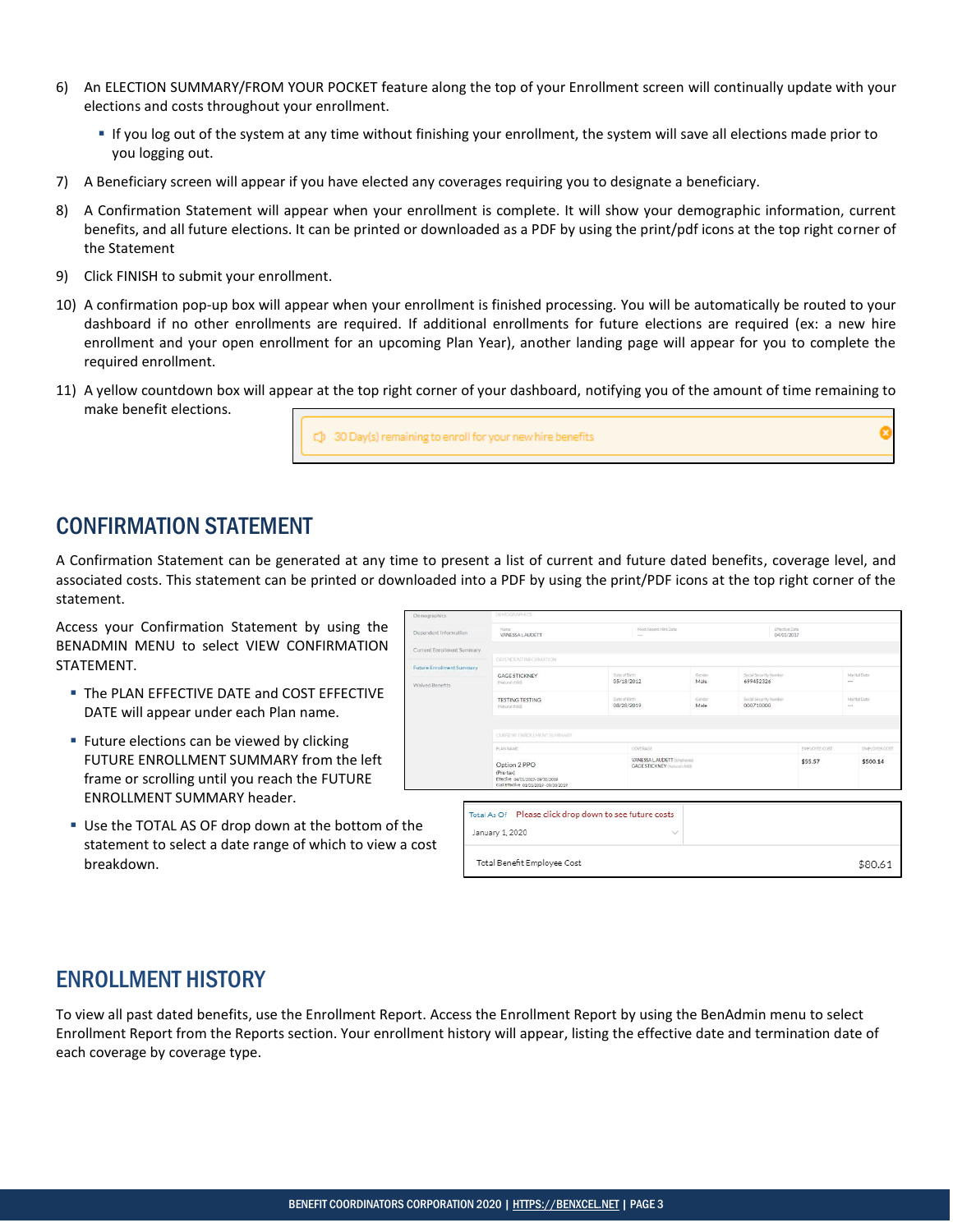6) An ELECTION SUMMARY/FROM YOUR POCKET feature along the top of your Enrollment screen will continually update with your elections and costs throughout your enrollment.
   - If you log out of the system at any time without finishing your enrollment, the system will save all elections made prior to you logging out.
7) A Beneficiary screen will appear if you have elected any coverages requiring you to designate a beneficiary.
8) A Confirmation Statement will appear when your enrollment is complete. It will show your demographic information, current benefits, and all future elections. It can be printed or downloaded as a PDF by using the print/pdf icons at the top right corner of the Statement
9) Click FINISH to submit your enrollment.
10) A confirmation pop-up box will appear when your enrollment is finished processing. You will be automatically be routed to your dashboard if no other enrollments are required. If additional enrollments for future elections are required (ex: a new hire enrollment and your open enrollment for an upcoming Plan Year), another landing page will appear for you to complete the required enrollment.
11) A yellow countdown box will appear at the top right corner of your dashboard, notifying you of the amount of time remaining to make benefit elections.

30 Day(s) remaining to enroll for your new hire benefits

## CONFIRMATION STATEMENT

A Confirmation Statement can be generated at any time to present a list of current and future dated benefits, coverage level, and associated costs. This statement can be printed or downloaded into a PDF by using the print/PDF icons at the top right corner of the statement.

Access your Confirmation Statement by using the BENADMIN MENU to select VIEW CONFIRMATION STATEMENT.

- The PLAN EFFECTIVE DATE and COST EFFECTIVE DATE will appear under each Plan name.
- Future elections can be viewed by clicking FUTURE ENROLLMENT SUMMARY from the left frame or scrolling until you reach the FUTURE ENROLLMENT SUMMARY header.
- Use the TOTAL AS OF drop down at the bottom of the statement to select a date range of which to view a cost breakdown.

## ENROLLMENT HISTORY

To view all past dated benefits, use the Enrollment Report. Access the Enrollment Report by using the BenAdmin menu to select Enrollment Report from the Reports section. Your enrollment history will appear, listing the effective date and termination date of each coverage by coverage type.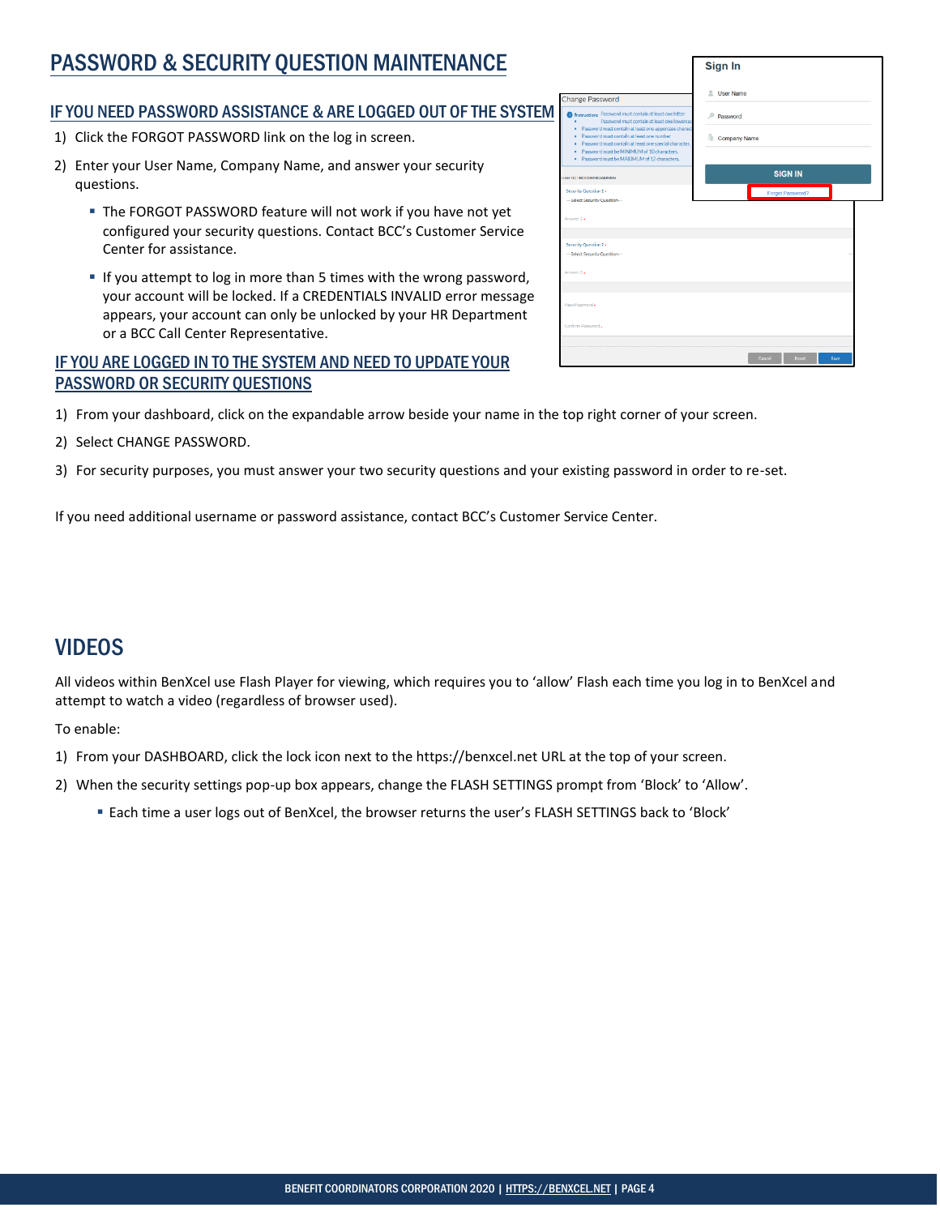# PASSWORD & SECURITY QUESTION MAINTENANCE

## IF YOU NEED PASSWORD ASSISTANCE & ARE LOGGED OUT OF THE SYSTEM

1) Click the FORGOT PASSWORD link on the log in screen.
2) Enter your User Name, Company Name, and answer your security questions.
   - The FORGOT PASSWORD feature will not work if you have not yet configured your security questions. Contact BCC's Customer Service Center for assistance.
   - If you attempt to log in more than 5 times with the wrong password, your account will be locked. If a CREDENTIALS INVALID error message appears, your account can only be unlocked by your HR Department or a BCC Call Center Representative.

## IF YOU ARE LOGGED IN TO THE SYSTEM AND NEED TO UPDATE YOUR PASSWORD OR SECURITY QUESTIONS

1) From your dashboard, click on the expandable arrow beside your name in the top right corner of your screen.
2) Select CHANGE PASSWORD.
3) For security purposes, you must answer your two security questions and your existing password in order to re-set.

If you need additional username or password assistance, contact BCC's Customer Service Center.

# VIDEOS

All videos within BenXcel use Flash Player for viewing, which requires you to 'allow' Flash each time you log in to BenXcel and attempt to watch a video (regardless of browser used).

To enable:

1) From your DASHBOARD, click the lock icon next to the https://benxcel.net URL at the top of your screen.
2) When the security settings pop-up box appears, change the FLASH SETTINGS prompt from 'Block' to 'Allow'.
   - Each time a user logs out of BenXcel, the browser returns the user's FLASH SETTINGS back to 'Block'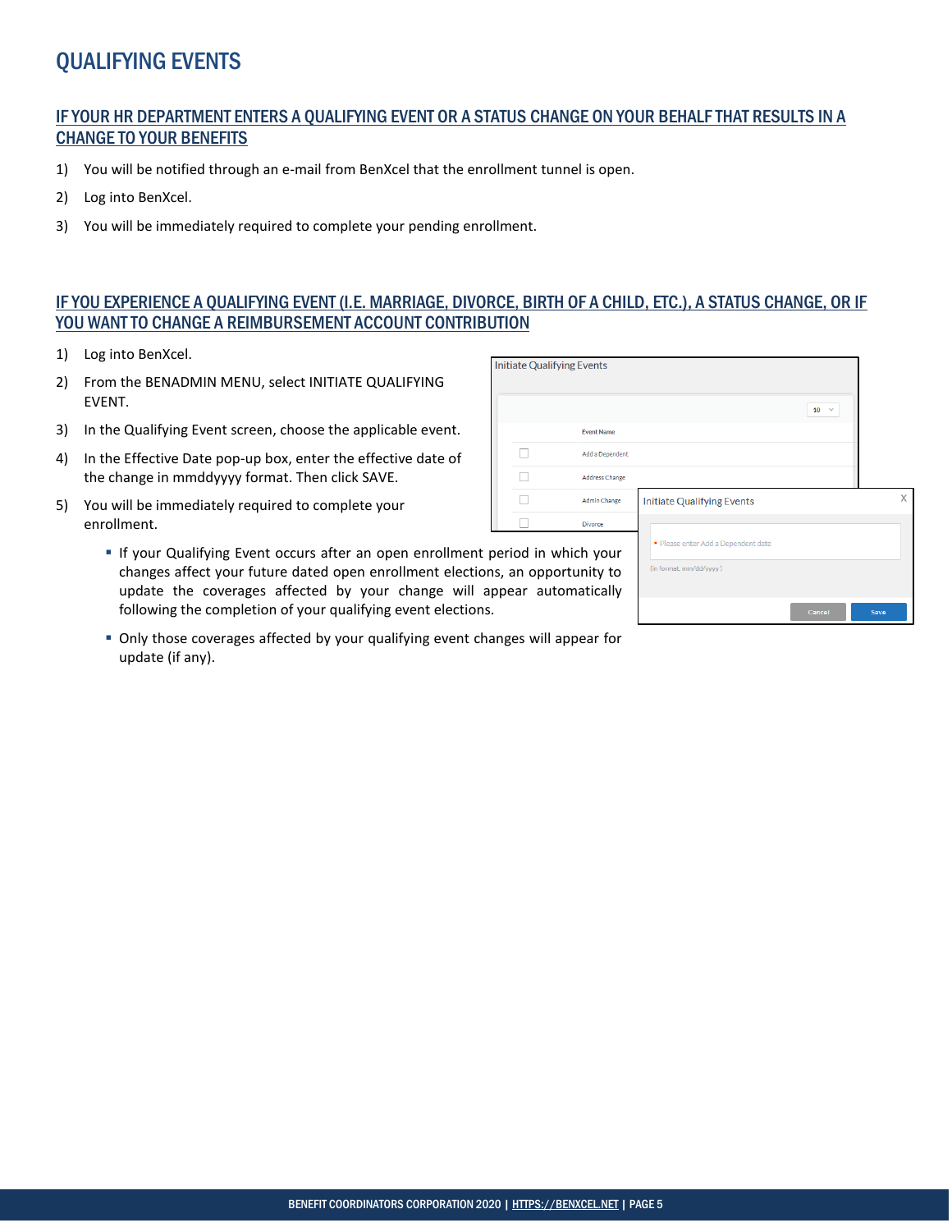# QUALIFYING EVENTS

## IF YOUR HR DEPARTMENT ENTERS A QUALIFYING EVENT OR A STATUS CHANGE ON YOUR BEHALF THAT RESULTS IN A CHANGE TO YOUR BENEFITS

1) You will be notified through an e-mail from BenXcel that the enrollment tunnel is open.
2) Log into BenXcel.
3) You will be immediately required to complete your pending enrollment.

## IF YOU EXPERIENCE A QUALIFYING EVENT (I.E. MARRIAGE, DIVORCE, BIRTH OF A CHILD, ETC.), A STATUS CHANGE, OR IF YOU WANT TO CHANGE A REIMBURSEMENT ACCOUNT CONTRIBUTION

1) Log into BenXcel.
2) From the BENADMIN MENU, select INITIATE QUALIFYING EVENT.
3) In the Qualifying Event screen, choose the applicable event.
4) In the Effective Date pop-up box, enter the effective date of the change in mmddyyyy format. Then click SAVE.
5) You will be immediately required to complete your enrollment.
   - If your Qualifying Event occurs after an open enrollment period in which your changes affect your future dated open enrollment elections, an opportunity to update the coverages affected by your change will appear automatically following the completion of your qualifying event elections.
   - Only those coverages affected by your qualifying event changes will appear for update (if any).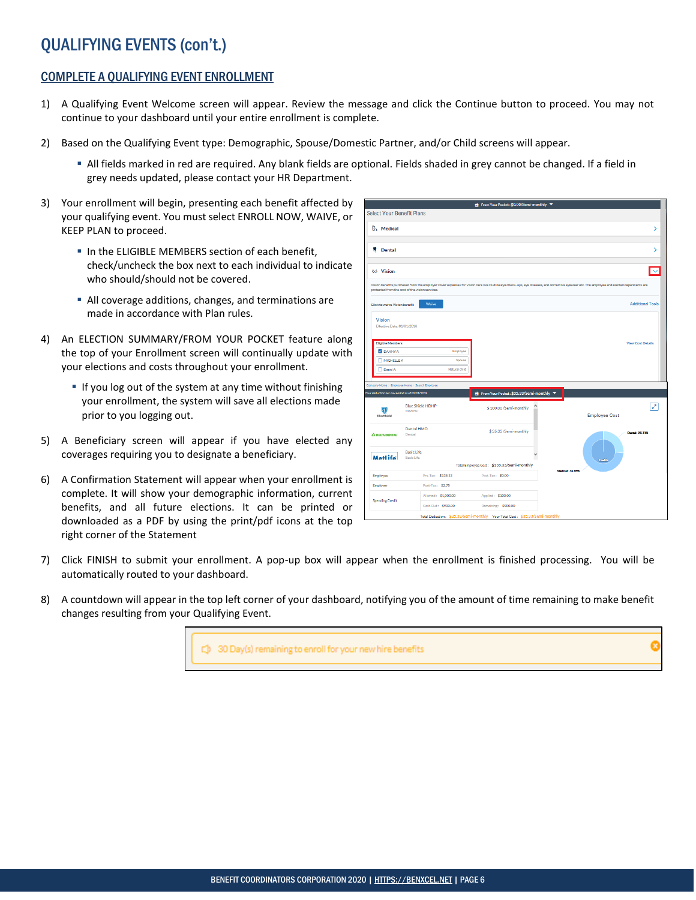# QUALIFYING EVENTS (con't.)

## COMPLETE A QUALIFYING EVENT ENROLLMENT

1) A Qualifying Event Welcome screen will appear. Review the message and click the Continue button to proceed. You may not continue to your dashboard until your entire enrollment is complete.

2) Based on the Qualifying Event type: Demographic, Spouse/Domestic Partner, and/or Child screens will appear.

   - All fields marked in red are required. Any blank fields are optional. Fields shaded in grey cannot be changed. If a field in grey needs updated, please contact your HR Department.

3) Your enrollment will begin, presenting each benefit affected by your qualifying event. You must select ENROLL NOW, WAIVE, or KEEP PLAN to proceed.

   - In the ELIGIBLE MEMBERS section of each benefit, check/uncheck the box next to each individual to indicate who should/should not be covered.
   - All coverage additions, changes, and terminations are made in accordance with Plan rules.

4) An ELECTION SUMMARY/FROM YOUR POCKET feature along the top of your Enrollment screen will continually update with your elections and costs throughout your enrollment.

   - If you log out of the system at any time without finishing your enrollment, the system will save all elections made prior to you logging out.

5) A Beneficiary screen will appear if you have elected any coverages requiring you to designate a beneficiary.

6) A Confirmation Statement will appear when your enrollment is complete. It will show your demographic information, current benefits, and all future elections. It can be printed or downloaded as a PDF by using the print/pdf icons at the top right corner of the Statement

7) Click FINISH to submit your enrollment. A pop-up box will appear when the enrollment is finished processing. You will be automatically routed to your dashboard.

8) A countdown will appear in the top left corner of your dashboard, notifying you of the amount of time remaining to make benefit changes resulting from your Qualifying Event.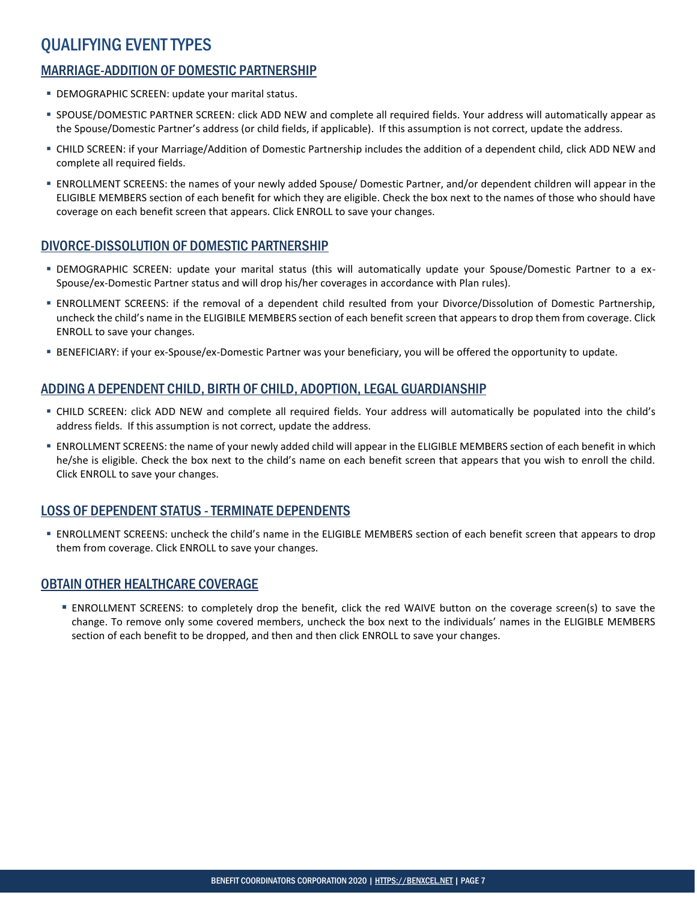# QUALIFYING EVENT TYPES

## MARRIAGE-ADDITION OF DOMESTIC PARTNERSHIP

- DEMOGRAPHIC SCREEN: update your marital status.
- SPOUSE/DOMESTIC PARTNER SCREEN: click ADD NEW and complete all required fields. Your address will automatically appear as the Spouse/Domestic Partner's address (or child fields, if applicable). If this assumption is not correct, update the address.
- CHILD SCREEN: if your Marriage/Addition of Domestic Partnership includes the addition of a dependent child, click ADD NEW and complete all required fields.
- ENROLLMENT SCREENS: the names of your newly added Spouse/ Domestic Partner, and/or dependent children will appear in the ELIGIBLE MEMBERS section of each benefit for which they are eligible. Check the box next to the names of those who should have coverage on each benefit screen that appears. Click ENROLL to save your changes.

## DIVORCE-DISSOLUTION OF DOMESTIC PARTNERSHIP

- DEMOGRAPHIC SCREEN: update your marital status (this will automatically update your Spouse/Domestic Partner to a ex-Spouse/ex-Domestic Partner status and will drop his/her coverages in accordance with Plan rules).
- ENROLLMENT SCREENS: if the removal of a dependent child resulted from your Divorce/Dissolution of Domestic Partnership, uncheck the child's name in the ELIGIBILE MEMBERS section of each benefit screen that appears to drop them from coverage. Click ENROLL to save your changes.
- BENEFICIARY: if your ex-Spouse/ex-Domestic Partner was your beneficiary, you will be offered the opportunity to update.

## ADDING A DEPENDENT CHILD, BIRTH OF CHILD, ADOPTION, LEGAL GUARDIANSHIP

- CHILD SCREEN: click ADD NEW and complete all required fields. Your address will automatically be populated into the child's address fields. If this assumption is not correct, update the address.
- ENROLLMENT SCREENS: the name of your newly added child will appear in the ELIGIBLE MEMBERS section of each benefit in which he/she is eligible. Check the box next to the child's name on each benefit screen that appears that you wish to enroll the child. Click ENROLL to save your changes.

## LOSS OF DEPENDENT STATUS - TERMINATE DEPENDENTS

- ENROLLMENT SCREENS: uncheck the child's name in the ELIGIBLE MEMBERS section of each benefit screen that appears to drop them from coverage. Click ENROLL to save your changes.

## OBTAIN OTHER HEALTHCARE COVERAGE

- ENROLLMENT SCREENS: to completely drop the benefit, click the red WAIVE button on the coverage screen(s) to save the change. To remove only some covered members, uncheck the box next to the individuals' names in the ELIGIBLE MEMBERS section of each benefit to be dropped, and then and then click ENROLL to save your changes.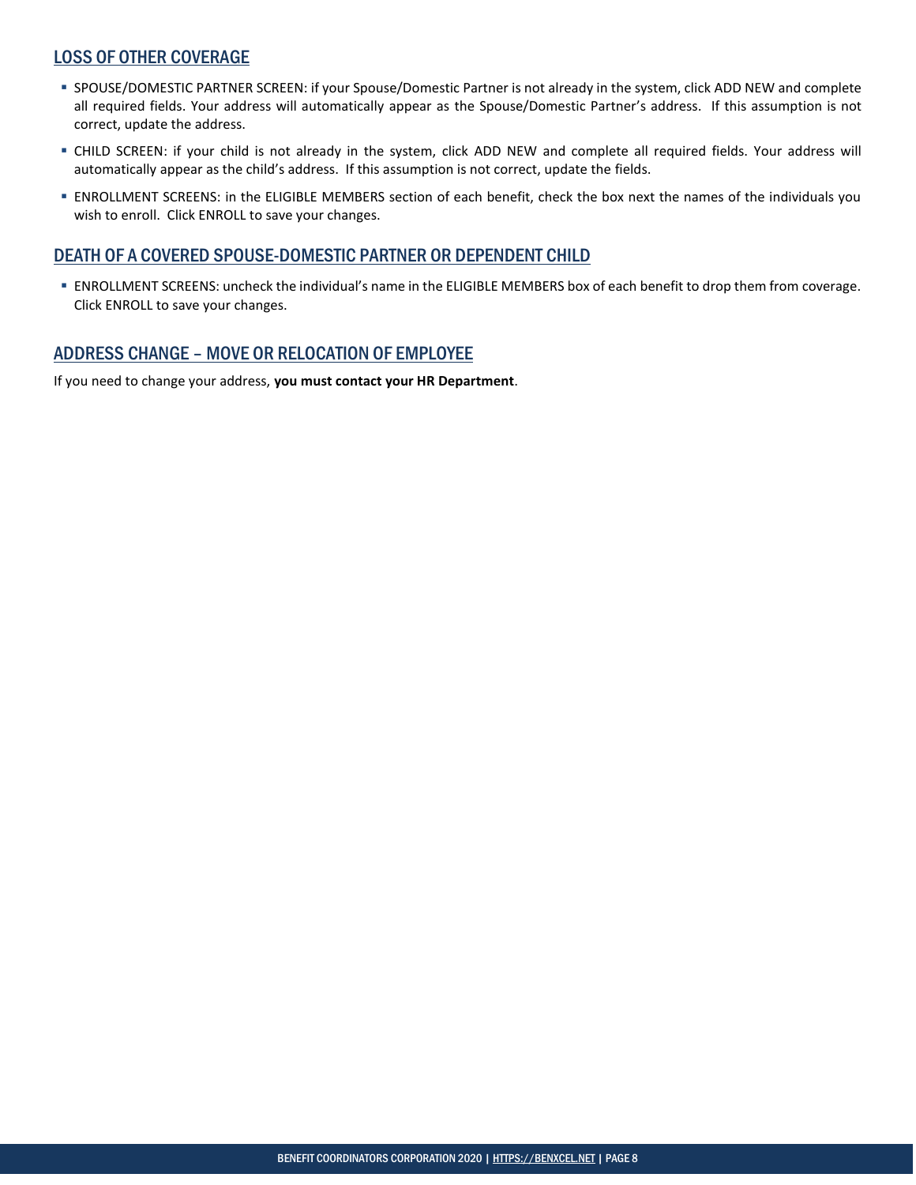## LOSS OF OTHER COVERAGE

- SPOUSE/DOMESTIC PARTNER SCREEN: if your Spouse/Domestic Partner is not already in the system, click ADD NEW and complete all required fields. Your address will automatically appear as the Spouse/Domestic Partner's address. If this assumption is not correct, update the address.
- CHILD SCREEN: if your child is not already in the system, click ADD NEW and complete all required fields. Your address will automatically appear as the child's address. If this assumption is not correct, update the fields.
- ENROLLMENT SCREENS: in the ELIGIBLE MEMBERS section of each benefit, check the box next the names of the individuals you wish to enroll. Click ENROLL to save your changes.

## DEATH OF A COVERED SPOUSE-DOMESTIC PARTNER OR DEPENDENT CHILD

- ENROLLMENT SCREENS: uncheck the individual's name in the ELIGIBLE MEMBERS box of each benefit to drop them from coverage. Click ENROLL to save your changes.

## ADDRESS CHANGE – MOVE OR RELOCATION OF EMPLOYEE

If you need to change your address, **you must contact your HR Department**.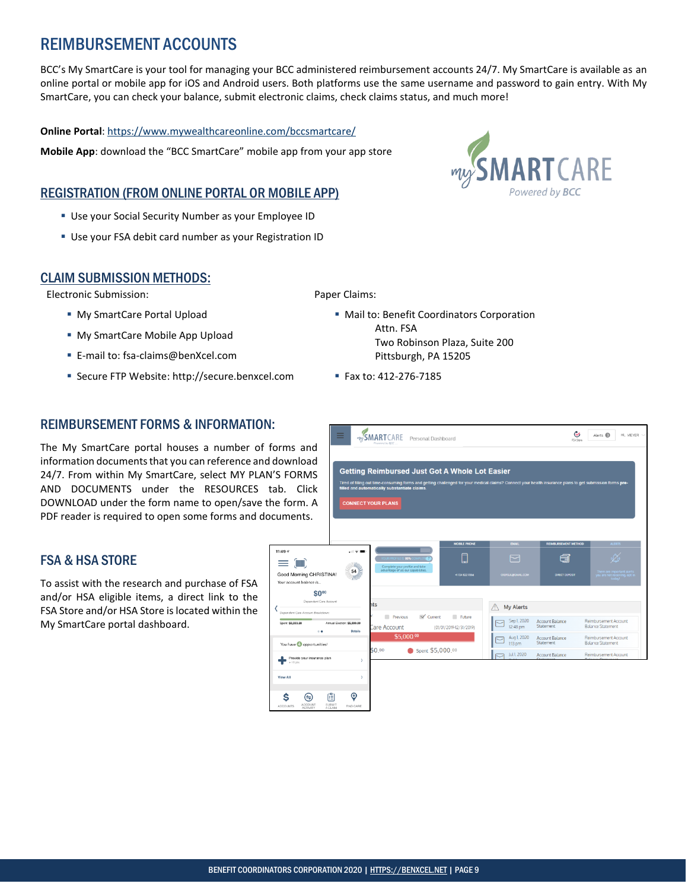# REIMBURSEMENT ACCOUNTS

BCC's My SmartCare is your tool for managing your BCC administered reimbursement accounts 24/7. My SmartCare is available as an online portal or mobile app for iOS and Android users. Both platforms use the same username and password to gain entry. With My SmartCare, you can check your balance, submit electronic claims, check claims status, and much more!

**Online Portal**: https://www.mywealthcareonline.com/bccsmartcare/

**Mobile App**: download the "BCC SmartCare" mobile app from your app store

## REGISTRATION (FROM ONLINE PORTAL OR MOBILE APP)

- Use your Social Security Number as your Employee ID
- Use your FSA debit card number as your Registration ID

## CLAIM SUBMISSION METHODS:

Electronic Submission:

- My SmartCare Portal Upload
- My SmartCare Mobile App Upload
- E-mail to: fsa-claims@benXcel.com
- Secure FTP Website: http://secure.benxcel.com

Paper Claims:

- Mail to: Benefit Coordinators Corporation
  Attn. FSA
  Two Robinson Plaza, Suite 200
  Pittsburgh, PA 15205
- Fax to: 412-276-7185

## REIMBURSEMENT FORMS & INFORMATION:

The My SmartCare portal houses a number of forms and information documents that you can reference and download 24/7. From within My SmartCare, select MY PLAN'S FORMS AND DOCUMENTS under the RESOURCES tab. Click DOWNLOAD under the form name to open/save the form. A PDF reader is required to open some forms and documents.

## FSA & HSA STORE

To assist with the research and purchase of FSA and/or HSA eligible items, a direct link to the FSA Store and/or HSA Store is located within the My SmartCare portal dashboard.